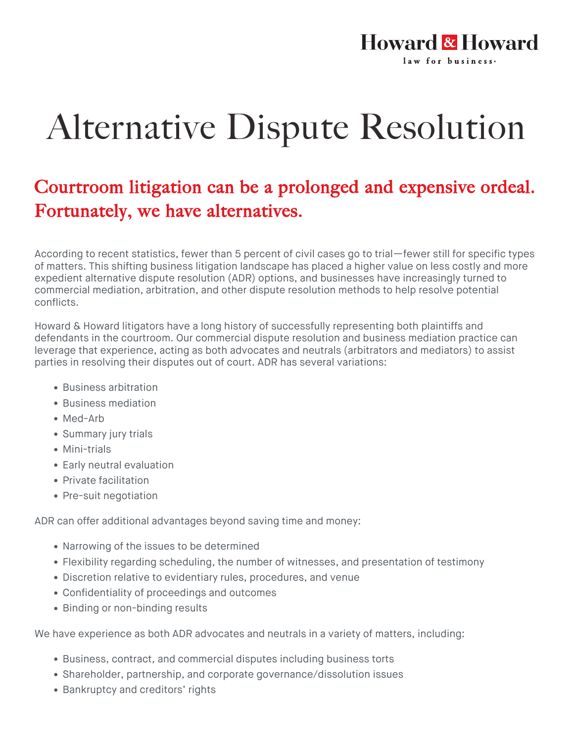Howard & Howard
law for business.

# Alternative Dispute Resolution

## Courtroom litigation can be a prolonged and expensive ordeal. Fortunately, we have alternatives.

According to recent statistics, fewer than 5 percent of civil cases go to trial—fewer still for specific types of matters. This shifting business litigation landscape has placed a higher value on less costly and more expedient alternative dispute resolution (ADR) options, and businesses have increasingly turned to commercial mediation, arbitration, and other dispute resolution methods to help resolve potential conflicts.

Howard & Howard litigators have a long history of successfully representing both plaintiffs and defendants in the courtroom. Our commercial dispute resolution and business mediation practice can leverage that experience, acting as both advocates and neutrals (arbitrators and mediators) to assist parties in resolving their disputes out of court. ADR has several variations:

- Business arbitration
- Business mediation
- Med-Arb
- Summary jury trials
- Mini-trials
- Early neutral evaluation
- Private facilitation
- Pre-suit negotiation

ADR can offer additional advantages beyond saving time and money:

- Narrowing of the issues to be determined
- Flexibility regarding scheduling, the number of witnesses, and presentation of testimony
- Discretion relative to evidentiary rules, procedures, and venue
- Confidentiality of proceedings and outcomes
- Binding or non-binding results

We have experience as both ADR advocates and neutrals in a variety of matters, including:

- Business, contract, and commercial disputes including business torts
- Shareholder, partnership, and corporate governance/dissolution issues
- Bankruptcy and creditors' rights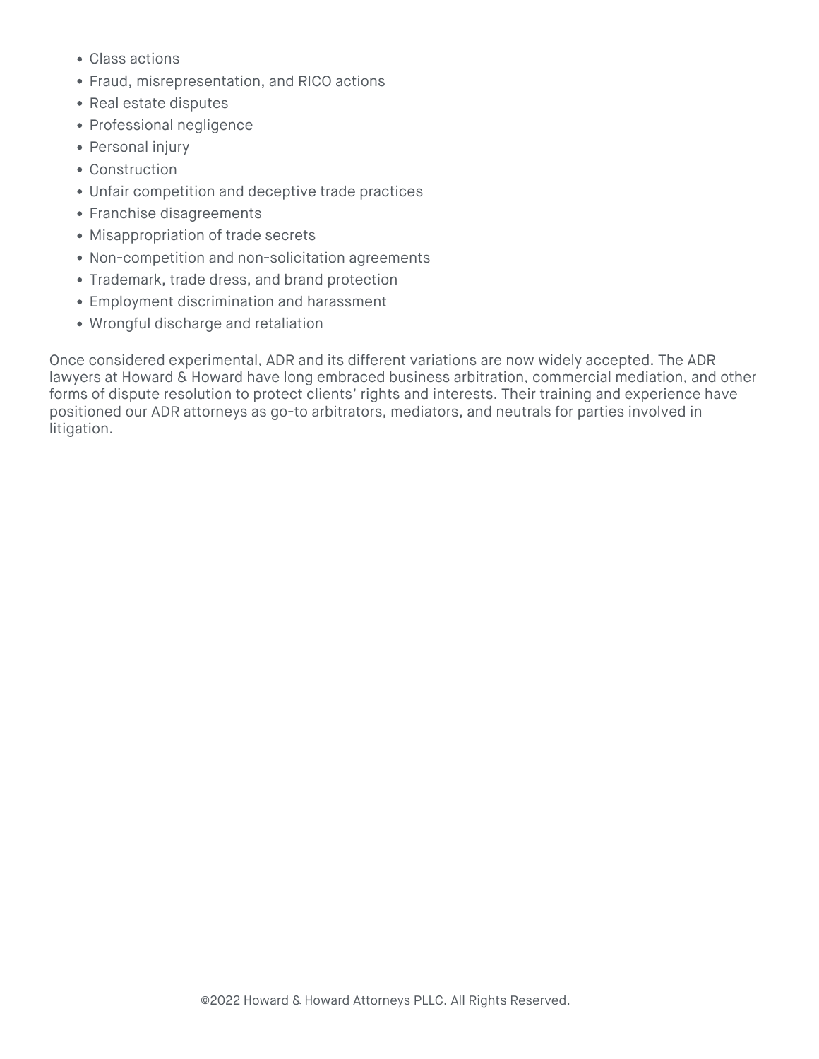- Class actions
- Fraud, misrepresentation, and RICO actions
- Real estate disputes
- Professional negligence
- Personal injury
- Construction
- Unfair competition and deceptive trade practices
- Franchise disagreements
- Misappropriation of trade secrets
- Non-competition and non-solicitation agreements
- Trademark, trade dress, and brand protection
- Employment discrimination and harassment
- Wrongful discharge and retaliation

Once considered experimental, ADR and its different variations are now widely accepted. The ADR lawyers at Howard & Howard have long embraced business arbitration, commercial mediation, and other forms of dispute resolution to protect clients' rights and interests. Their training and experience have positioned our ADR attorneys as go-to arbitrators, mediators, and neutrals for parties involved in litigation.

©2022 Howard & Howard Attorneys PLLC. All Rights Reserved.